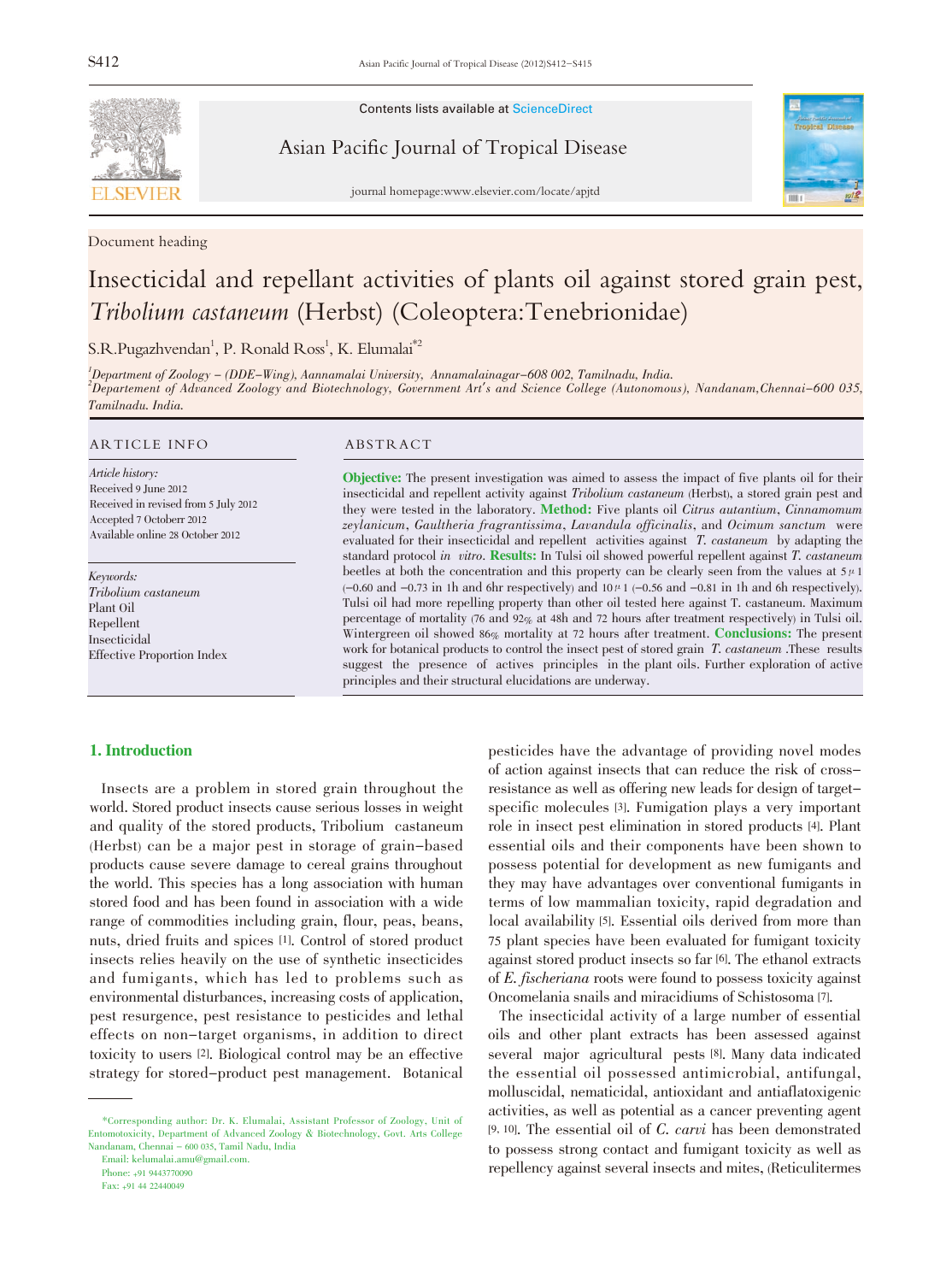Document heading

# Insecticidal and repellant activities of plants oil against stored grain pest, *Tribolium castaneum* (Herbst) (Coleoptera:Tenebrionidae)

S.R.Pugazhvendan[1], P. Ronald Ross[1], K. Elumalai[*2]

[1]Department of Zoology – (DDE–Wing), Aannamalai University, Annamalainagar–608 002, Tamilnadu, India.
[2]Departement of Advanced Zoology and Biotechnology, Government Art's and Science College (Autonomous), Nandanam,Chennai–600 035, Tamilnadu. India.

**ARTICLE INFO**

*Article history:*
Received 9 June 2012
Received in revised from 5 July 2012
Accepted 7 Octoberr 2012
Available online 28 October 2012

*Keywords:*
*Tribolium castaneum*
Plant Oil
Repellent
Insecticidal
Effective Proportion Index

**ABSTRACT**

**Objective:** The present investigation was aimed to assess the impact of five plants oil for their insecticidal and repellent activity against *Tribolium castaneum* (Herbst), a stored grain pest and they were tested in the laboratory. **Method:** Five plants oil *Citrus autantium*, *Cinnamomum zeylanicum*, *Gaultheria fragrantissima*, *Lavandula officinalis*, and *Ocimum sanctum* were evaluated for their insecticidal and repellent activities against *T. castaneum* by adapting the standard protocol *in vitro*. **Results:** In Tulsi oil showed powerful repellent against *T. castaneum* beetles at both the concentration and this property can be clearly seen from the values at 5 μ l (−0.60 and −0.73 in 1h and 6hr respectively) and 10 μ l (−0.56 and −0.81 in 1h and 6h respectively). Tulsi oil had more repelling property than other oil tested here against T. castaneum. Maximum percentage of mortality (76 and 92% at 48h and 72 hours after treatment respectively) in Tulsi oil. Wintergreen oil showed 86% mortality at 72 hours after treatment. **Conclusions:** The present work for botanical products to control the insect pest of stored grain *T. castaneum* .These results suggest the presence of actives principles in the plant oils. Further exploration of active principles and their structural elucidations are underway.

## 1. Introduction

Insects are a problem in stored grain throughout the world. Stored product insects cause serious losses in weight and quality of the stored products, Tribolium castaneum (Herbst) can be a major pest in storage of grain–based products cause severe damage to cereal grains throughout the world. This species has a long association with human stored food and has been found in association with a wide range of commodities including grain, flour, peas, beans, nuts, dried fruits and spices [1]. Control of stored product insects relies heavily on the use of synthetic insecticides and fumigants, which has led to problems such as environmental disturbances, increasing costs of application, pest resurgence, pest resistance to pesticides and lethal effects on non–target organisms, in addition to direct toxicity to users [2]. Biological control may be an effective strategy for stored–product pest management. Botanical pesticides have the advantage of providing novel modes of action against insects that can reduce the risk of cross–resistance as well as offering new leads for design of target–specific molecules [3]. Fumigation plays a very important role in insect pest elimination in stored products [4]. Plant essential oils and their components have been shown to possess potential for development as new fumigants and they may have advantages over conventional fumigants in terms of low mammalian toxicity, rapid degradation and local availability [5]. Essential oils derived from more than 75 plant species have been evaluated for fumigant toxicity against stored product insects so far [6]. The ethanol extracts of *E. fischeriana* roots were found to possess toxicity against Oncomelania snails and miracidiums of Schistosoma [7].

The insecticidal activity of a large number of essential oils and other plant extracts has been assessed against several major agricultural pests [8]. Many data indicated the essential oil possessed antimicrobial, antifungal, molluscidal, nematicidal, antioxidant and antiaflatoxigenic activities, as well as potential as a cancer preventing agent [9, 10]. The essential oil of *C. carvi* has been demonstrated to possess strong contact and fumigant toxicity as well as repellency against several insects and mites, (Reticulitermes

---

*Corresponding author: Dr. K. Elumalai, Assistant Professor of Zoology, Unit of Entomotoxicity, Department of Advanced Zoology & Biotechnology, Govt. Arts College Nandanam, Chennai – 600 035, Tamil Nadu, India
Email: kelumalai.amu@gmail.com.
Phone: +91 9443770090
Fax: +91 44 22440049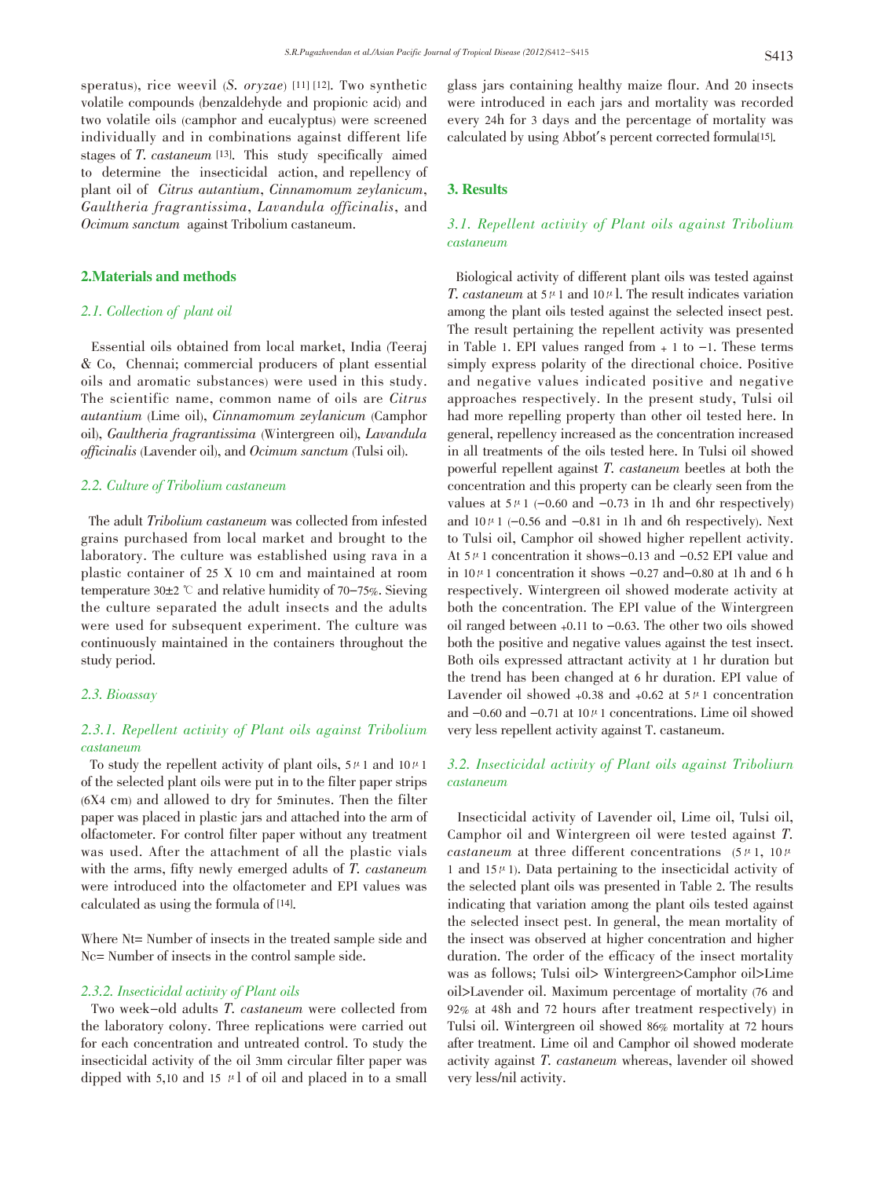speratus), rice weevil (*S. oryzae*) [11] [12]. Two synthetic volatile compounds (benzaldehyde and propionic acid) and two volatile oils (camphor and eucalyptus) were screened individually and in combinations against different life stages of *T. castaneum* [13]. This study specifically aimed to determine the insecticidal action, and repellency of plant oil of *Citrus autantium*, *Cinnamomum zeylanicum*, *Gaultheria fragrantissima*, *Lavandula officinalis*, and *Ocimum sanctum* against Tribolium castaneum.

## 2.Materials and methods

### 2.1. Collection of plant oil

Essential oils obtained from local market, India (Teeraj & Co, Chennai; commercial producers of plant essential oils and aromatic substances) were used in this study. The scientific name, common name of oils are *Citrus autantium* (Lime oil), *Cinnamomum zeylanicum* (Camphor oil), *Gaultheria fragrantissima* (Wintergreen oil), *Lavandula officinalis* (Lavender oil), and *Ocimum sanctum* (Tulsi oil).

### 2.2. Culture of Tribolium castaneum

The adult *Tribolium castaneum* was collected from infested grains purchased from local market and brought to the laboratory. The culture was established using rava in a plastic container of 25 X 10 cm and maintained at room temperature 30±2 ℃ and relative humidity of 70–75%. Sieving the culture separated the adult insects and the adults were used for subsequent experiment. The culture was continuously maintained in the containers throughout the study period.

### 2.3. Bioassay

#### 2.3.1. Repellent activity of Plant oils against Tribolium castaneum

To study the repellent activity of plant oils, 5μl and 10μl of the selected plant oils were put in to the filter paper strips (6X4 cm) and allowed to dry for 5minutes. Then the filter paper was placed in plastic jars and attached into the arm of olfactometer. For control filter paper without any treatment was used. After the attachment of all the plastic vials with the arms, fifty newly emerged adults of *T. castaneum* were introduced into the olfactometer and EPI values was calculated as using the formula of [14].

Where Nt= Number of insects in the treated sample side and Nc= Number of insects in the control sample side.

#### 2.3.2. Insecticidal activity of Plant oils

Two week–old adults *T. castaneum* were collected from the laboratory colony. Three replications were carried out for each concentration and untreated control. To study the insecticidal activity of the oil 3mm circular filter paper was dipped with 5,10 and 15 μl of oil and placed in to a small glass jars containing healthy maize flour. And 20 insects were introduced in each jars and mortality was recorded every 24h for 3 days and the percentage of mortality was calculated by using Abbot's percent corrected formula[15].

## 3. Results

### 3.1. Repellent activity of Plant oils against Tribolium castaneum

Biological activity of different plant oils was tested against *T. castaneum* at 5μl and 10μl. The result indicates variation among the plant oils tested against the selected insect pest. The result pertaining the repellent activity was presented in Table 1. EPI values ranged from + 1 to −1. These terms simply express polarity of the directional choice. Positive and negative values indicated positive and negative approaches respectively. In the present study, Tulsi oil had more repelling property than other oil tested here. In general, repellency increased as the concentration increased in all treatments of the oils tested here. In Tulsi oil showed powerful repellent against *T. castaneum* beetles at both the concentration and this property can be clearly seen from the values at 5μl (−0.60 and −0.73 in 1h and 6hr respectively) and 10μl (−0.56 and −0.81 in 1h and 6h respectively). Next to Tulsi oil, Camphor oil showed higher repellent activity. At 5μl concentration it shows−0.13 and −0.52 EPI value and in 10μl concentration it shows −0.27 and−0.80 at 1h and 6 h respectively. Wintergreen oil showed moderate activity at both the concentration. The EPI value of the Wintergreen oil ranged between +0.11 to −0.63. The other two oils showed both the positive and negative values against the test insect. Both oils expressed attractant activity at 1 hr duration but the trend has been changed at 6 hr duration. EPI value of Lavender oil showed +0.38 and +0.62 at 5μl concentration and −0.60 and −0.71 at 10μl concentrations. Lime oil showed very less repellent activity against T. castaneum.

### 3.2. Insecticidal activity of Plant oils against Triboliurn castaneum

Insecticidal activity of Lavender oil, Lime oil, Tulsi oil, Camphor oil and Wintergreen oil were tested against *T. castaneum* at three different concentrations (5μl, 10μl and 15μl). Data pertaining to the insecticidal activity of the selected plant oils was presented in Table 2. The results indicating that variation among the plant oils tested against the selected insect pest. In general, the mean mortality of the insect was observed at higher concentration and higher duration. The order of the efficacy of the insect mortality was as follows; Tulsi oil> Wintergreen>Camphor oil>Lime oil>Lavender oil. Maximum percentage of mortality (76 and 92% at 48h and 72 hours after treatment respectively) in Tulsi oil. Wintergreen oil showed 86% mortality at 72 hours after treatment. Lime oil and Camphor oil showed moderate activity against *T. castaneum* whereas, lavender oil showed very less/nil activity.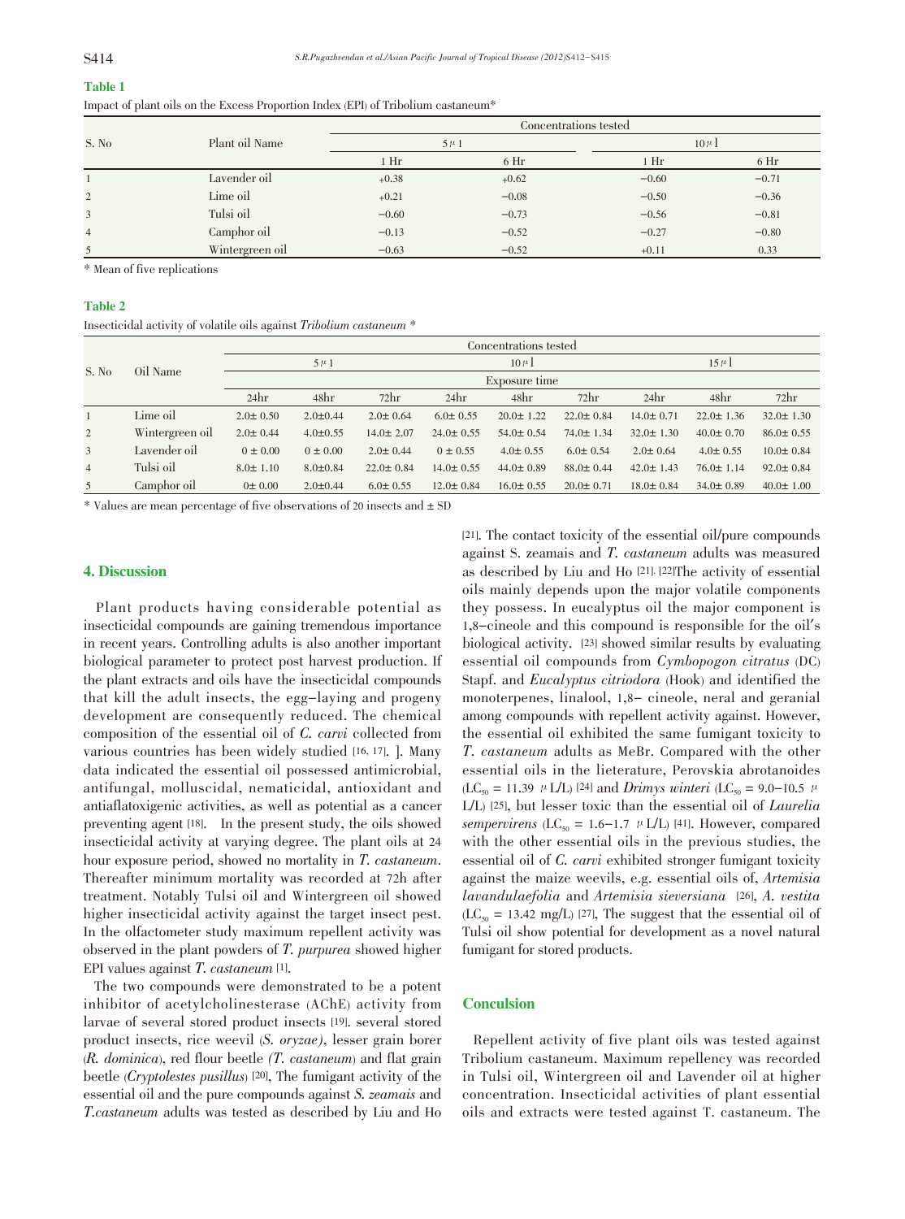**Table 1**

Impact of plant oils on the Excess Proportion Index (EPI) of Tribolium castaneum*

| S. No | Plant oil Name | Concentrations tested | | | |
|---|---|---|---|---|---|
| | | 5µl | | 10µl | |
| | | 1 Hr | 6 Hr | 1 Hr | 6 Hr |
| 1 | Lavender oil | +0.38 | +0.62 | −0.60 | −0.71 |
| 2 | Lime oil | +0.21 | −0.08 | −0.50 | −0.36 |
| 3 | Tulsi oil | −0.60 | −0.73 | −0.56 | −0.81 |
| 4 | Camphor oil | −0.13 | −0.52 | −0.27 | −0.80 |
| 5 | Wintergreen oil | −0.63 | −0.52 | +0.11 | 0.33 |

\* Mean of five replications

**Table 2**

Insecticidal activity of volatile oils against *Tribolium castaneum* *

| S. No | Oil Name | Concentrations tested | | | | | | | | |
|---|---|---|---|---|---|---|---|---|---|---|
| | | 5µl | | | 10µl | | | 15µl | | |
| | | Exposure time | | | | | | | | |
| | | 24hr | 48hr | 72hr | 24hr | 48hr | 72hr | 24hr | 48hr | 72hr |
| 1 | Lime oil | 2.0± 0.50 | 2.0±0.44 | 2.0± 0.64 | 6.0± 0.55 | 20.0± 1.22 | 22.0± 0.84 | 14.0± 0.71 | 22.0± 1.36 | 32.0± 1.30 |
| 2 | Wintergreen oil | 2.0± 0.44 | 4.0±0.55 | 14.0± 2.07 | 24.0± 0.55 | 54.0± 0.54 | 74.0± 1.34 | 32.0± 1.30 | 40.0± 0.70 | 86.0± 0.55 |
| 3 | Lavender oil | 0 ± 0.00 | 0 ± 0.00 | 2.0± 0.44 | 0 ± 0.55 | 4.0± 0.55 | 6.0± 0.54 | 2.0± 0.64 | 4.0± 0.55 | 10.0± 0.84 |
| 4 | Tulsi oil | 8.0± 1.10 | 8.0±0.84 | 22.0± 0.84 | 14.0± 0.55 | 44.0± 0.89 | 88.0± 0.44 | 42.0± 1.43 | 76.0± 1.14 | 92.0± 0.84 |
| 5 | Camphor oil | 0± 0.00 | 2.0±0.44 | 6.0± 0.55 | 12.0± 0.84 | 16.0± 0.55 | 20.0± 0.71 | 18.0± 0.84 | 34.0± 0.89 | 40.0± 1.00 |

\* Values are mean percentage of five observations of 20 insects and ± SD

## 4. Discussion

Plant products having considerable potential as insecticidal compounds are gaining tremendous importance in recent years. Controlling adults is also another important biological parameter to protect post harvest production. If the plant extracts and oils have the insecticidal compounds that kill the adult insects, the egg–laying and progeny development are consequently reduced. The chemical composition of the essential oil of *C. carvi* collected from various countries has been widely studied [16, 17]. ]. Many data indicated the essential oil possessed antimicrobial, antifungal, molluscidal, nematicidal, antioxidant and antiaflatoxigenic activities, as well as potential as a cancer preventing agent [18]. In the present study, the oils showed insecticidal activity at varying degree. The plant oils at 24 hour exposure period, showed no mortality in *T. castaneum*. Thereafter minimum mortality was recorded at 72h after treatment. Notably Tulsi oil and Wintergreen oil showed higher insecticidal activity against the target insect pest. In the olfactometer study maximum repellent activity was observed in the plant powders of *T. purpurea* showed higher EPI values against *T. castaneum* [1].

The two compounds were demonstrated to be a potent inhibitor of acetylcholinesterase (AChE) activity from larvae of several stored product insects [19]. several stored product insects, rice weevil (*S. oryzae)*, lesser grain borer (*R. dominica*), red flour beetle *(T. castaneum*) and flat grain beetle (*Cryptolestes pusillus*) [20], The fumigant activity of the essential oil and the pure compounds against *S. zeamais* and *T.castaneum* adults was tested as described by Liu and Ho [21]. The contact toxicity of the essential oil/pure compounds against S. zeamais and *T. castaneum* adults was measured as described by Liu and Ho [21]. [22]The activity of essential oils mainly depends upon the major volatile components they possess. In eucalyptus oil the major component is 1,8–cineole and this compound is responsible for the oil's biological activity. [23] showed similar results by evaluating essential oil compounds from *Cymbopogon citratus* (DC) Stapf. and *Eucalyptus citriodora* (Hook) and identified the monoterpenes, linalool, 1,8– cineole, neral and geranial among compounds with repellent activity against. However, the essential oil exhibited the same fumigant toxicity to *T. castaneum* adults as MeBr. Compared with the other essential oils in the lieterature, Perovskia abrotanoides ($LC_{50}$ = 11.39 µL/L) [24] and *Drimys winteri* ($LC_{50}$ = 9.0–10.5 µL/L) [25], but lesser toxic than the essential oil of *Laurelia sempervirens* ($LC_{50}$ = 1.6–1.7 µL/L) [41]. However, compared with the other essential oils in the previous studies, the essential oil of *C. carvi* exhibited stronger fumigant toxicity against the maize weevils, e.g. essential oils of, *Artemisia lavandulaefolia* and *Artemisia sieversiana* [26], *A. vestita* ($LC_{50}$ = 13.42 mg/L) [27], The suggest that the essential oil of Tulsi oil show potential for development as a novel natural fumigant for stored products.

## Conculsion

Repellent activity of five plant oils was tested against Tribolium castaneum. Maximum repellency was recorded in Tulsi oil, Wintergreen oil and Lavender oil at higher concentration. Insecticidal activities of plant essential oils and extracts were tested against T. castaneum. The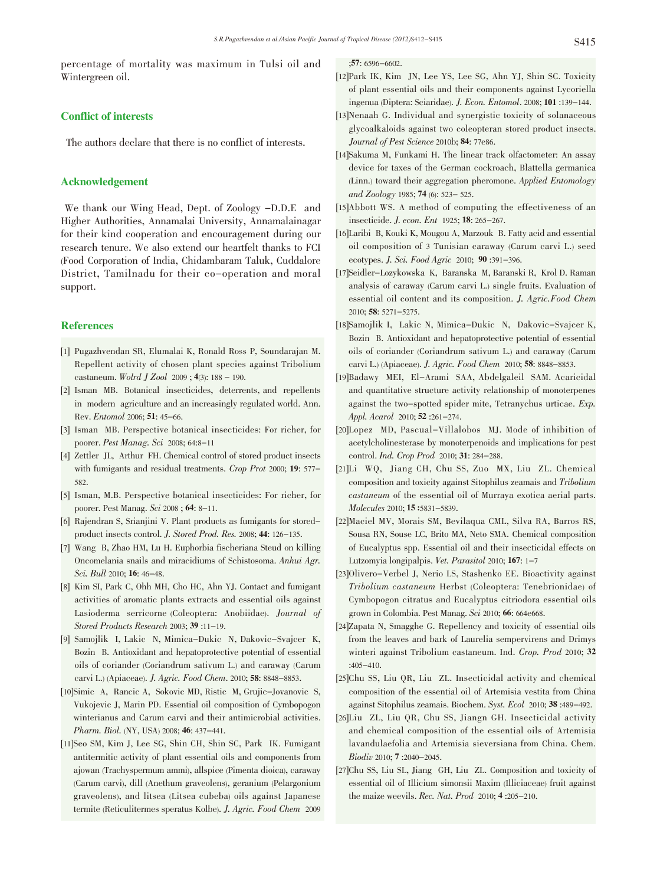percentage of mortality was maximum in Tulsi oil and Wintergreen oil.

## Conflict of interests

The authors declare that there is no conflict of interests.

## Acknowledgement

We thank our Wing Head, Dept. of Zoology –D.D.E and Higher Authorities, Annamalai University, Annamalainagar for their kind cooperation and encouragement during our research tenure. We also extend our heartfelt thanks to FCI (Food Corporation of India, Chidambaram Taluk, Cuddalore District, Tamilnadu for their co-operation and moral support.

## References

[1] Pugazhvendan SR, Elumalai K, Ronald Ross P, Soundarajan M. Repellent activity of chosen plant species against Tribolium castaneum. *Wolrd J Zool* 2009 ; **4**(3): 188 – 190.

[2] Isman MB. Botanical insecticides, deterrents, and repellents in modern agriculture and an increasingly regulated world. Ann. Rev. *Entomol* 2006; **51**: 45–66.

[3] Isman MB. Perspective botanical insecticides: For richer, for poorer. *Pest Manag. Sci* 2008; 64:8–11

[4] Zettler JL, Arthur FH. Chemical control of stored product insects with fumigants and residual treatments. *Crop Prot* 2000; **19**: 577–582.

[5] Isman, M.B. Perspective botanical insecticides: For richer, for poorer. Pest Manag. *Sci* 2008 ; **64**: 8–11.

[6] Rajendran S, Srianjini V. Plant products as fumigants for stored-product insects control. *J. Stored Prod. Res.* 2008; **44**: 126–135.

[7] Wang B, Zhao HM, Lu H. Euphorbia fischeriana Steud on killing Oncomelania snails and miracidiums of Schistosoma. *Anhui Agr. Sci. Bull* 2010; **16**: 46–48.

[8] Kim SI, Park C, Ohh MH, Cho HC, Ahn YJ. Contact and fumigant activities of aromatic plants extracts and essential oils against Lasioderma serricorne (Coleoptera: Anobiidae). *Journal of Stored Products Research* 2003; **39** :11–19.

[9] Samojlik I, Lakic N, Mimica-Dukic N, Dakovic-Svajcer K, Bozin B. Antioxidant and hepatoprotective potential of essential oils of coriander (Coriandrum sativum L.) and caraway (Carum carvi L.) (Apiaceae). *J. Agric. Food Chem.* 2010; **58**: 8848–8853.

[10] Simic A, Rancic A, Sokovic MD, Ristic M, Grujic-Jovanovic S, Vukojevic J, Marin PD. Essential oil composition of Cymbopogon winterianus and Carum carvi and their antimicrobial activities. *Pharm. Biol.* (NY, USA) 2008; **46**: 437–441.

[11] Seo SM, Kim J, Lee SG, Shin CH, Shin SC, Park IK. Fumigant antitermitic activity of plant essential oils and components from ajowan (Trachyspermum ammi), allspice (Pimenta dioica), caraway (Carum carvi), dill (Anethum graveolens), geranium (Pelargonium graveolens), and litsea (Litsea cubeba) oils against Japanese termite (Reticulitermes speratus Kolbe). *J. Agric. Food Chem* 2009 ;**57**: 6596–6602.

[12] Park IK, Kim JN, Lee YS, Lee SG, Ahn YJ, Shin SC. Toxicity of plant essential oils and their components against Lycoriella ingenua (Diptera: Sciaridae). *J. Econ. Entomol*. 2008; **101** :139–144.

[13] Nenaah G. Individual and synergistic toxicity of solanaceous glycoalkaloids against two coleopteran stored product insects. *Journal of Pest Science* 2010b; **84**: 77e86.

[14] Sakuma M, Funkami H. The linear track olfactometer: An assay device for taxes of the German cockroach, Blattella germanica (Linn.) toward their aggregation pheromone. *Applied Entomology and Zoology* 1985; **74** (6): 523– 525.

[15] Abbott WS. A method of computing the effectiveness of an insecticide. *J. econ. Ent* 1925; **18**: 265–267.

[16] Laribi B, Kouki K, Mougou A, Marzouk B. Fatty acid and essential oil composition of 3 Tunisian caraway (Carum carvi L.) seed ecotypes. *J. Sci. Food Agric* 2010; **90** :391–396.

[17] Seidler-Lozykowska K, Baranska M, Baranski R, Krol D. Raman analysis of caraway (Carum carvi L.) single fruits. Evaluation of essential oil content and its composition. *J. Agric.Food Chem* 2010; **58**: 5271–5275.

[18] Samojlik I, Lakic N, Mimica-Dukic N, Dakovic-Svajcer K, Bozin B. Antioxidant and hepatoprotective potential of essential oils of coriander (Coriandrum sativum L.) and caraway (Carum carvi L.) (Apiaceae). *J. Agric. Food Chem* 2010; **58**: 8848–8853.

[19] Badawy MEI, El-Arami SAA, Abdelgaleil SAM. Acaricidal and quantitative structure activity relationship of monoterpenes against the two-spotted spider mite, Tetranychus urticae. *Exp. Appl. Acarol* 2010; **52** :261–274.

[20] Lopez MD, Pascual-Villalobos MJ. Mode of inhibition of acetylcholinesterase by monoterpenoids and implications for pest control. *Ind. Crop Prod* 2010; **31**: 284–288.

[21] Li WQ, Jiang CH, Chu SS, Zuo MX, Liu ZL. Chemical composition and toxicity against Sitophilus zeamais and *Tribolium castaneum* of the essential oil of Murraya exotica aerial parts. *Molecules* 2010; **15** :5831–5839.

[22] Maciel MV, Morais SM, Bevilaqua CML, Silva RA, Barros RS, Sousa RN, Souse LC, Brito MA, Neto SMA. Chemical composition of Eucalyptus spp. Essential oil and their insecticidal effects on Lutzomyia longipalpis. *Vet. Parasitol* 2010; **167**: 1–7

[23] Olivero-Verbel J, Nerio LS, Stashenko EE. Bioactivity against *Tribolium castaneum* Herbst (Coleoptera: Tenebrionidae) of Cymbopogon citratus and Eucalyptus citriodora essential oils grown in Colombia. Pest Manag. *Sci* 2010; **66**: 664e668.

[24] Zapata N, Smagghe G. Repellency and toxicity of essential oils from the leaves and bark of Laurelia sempervirens and Drimys winteri against Tribolium castaneum. Ind. *Crop. Prod* 2010; **32** :405–410.

[25] Chu SS, Liu QR, Liu ZL. Insecticidal activity and chemical composition of the essential oil of Artemisia vestita from China against Sitophilus zeamais. Biochem. *Syst. Ecol* 2010; **38** :489–492.

[26] Liu ZL, Liu QR, Chu SS, Jiangn GH. Insecticidal activity and chemical composition of the essential oils of Artemisia lavandulaefolia and Artemisia sieversiana from China. Chem. *Biodiv* 2010; **7** :2040–2045.

[27] Chu SS, Liu SL, Jiang GH, Liu ZL. Composition and toxicity of essential oil of Illicium simonsii Maxim (Illiciaceae) fruit against the maize weevils. *Rec. Nat. Prod* 2010; **4** :205–210.